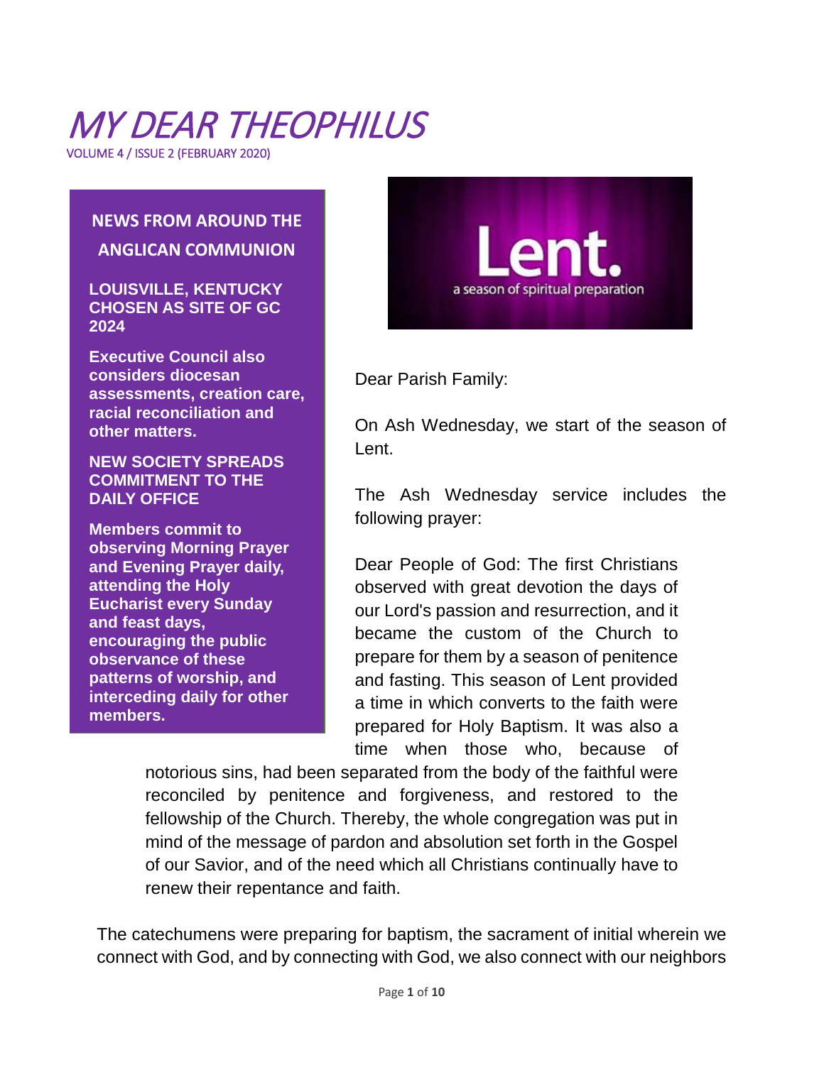# MY DEAR THEOPHILUS

VOLUME 4 / ISSUE 2 (FEBRUARY 2020)

## NEWS FROM AROUND THE ANGLICAN COMMUNION

**LOUISVILLE, KENTUCKY CHOSEN AS SITE OF GC 2024**

**Executive Council also considers diocesan assessments, creation care, racial reconciliation and other matters.**

**NEW SOCIETY SPREADS COMMITMENT TO THE DAILY OFFICE**

**Members commit to observing Morning Prayer and Evening Prayer daily, attending the Holy Eucharist every Sunday and feast days, encouraging the public observance of these patterns of worship, and interceding daily for other members.**

Lent.

a season of spiritual preparation

Dear Parish Family:

On Ash Wednesday, we start of the season of Lent.

The Ash Wednesday service includes the following prayer:

> Dear People of God: The first Christians observed with great devotion the days of our Lord's passion and resurrection, and it became the custom of the Church to prepare for them by a season of penitence and fasting. This season of Lent provided a time in which converts to the faith were prepared for Holy Baptism. It was also a time when those who, because of notorious sins, had been separated from the body of the faithful were reconciled by penitence and forgiveness, and restored to the fellowship of the Church. Thereby, the whole congregation was put in mind of the message of pardon and absolution set forth in the Gospel of our Savior, and of the need which all Christians continually have to renew their repentance and faith.

The catechumens were preparing for baptism, the sacrament of initial wherein we connect with God, and by connecting with God, we also connect with our neighbors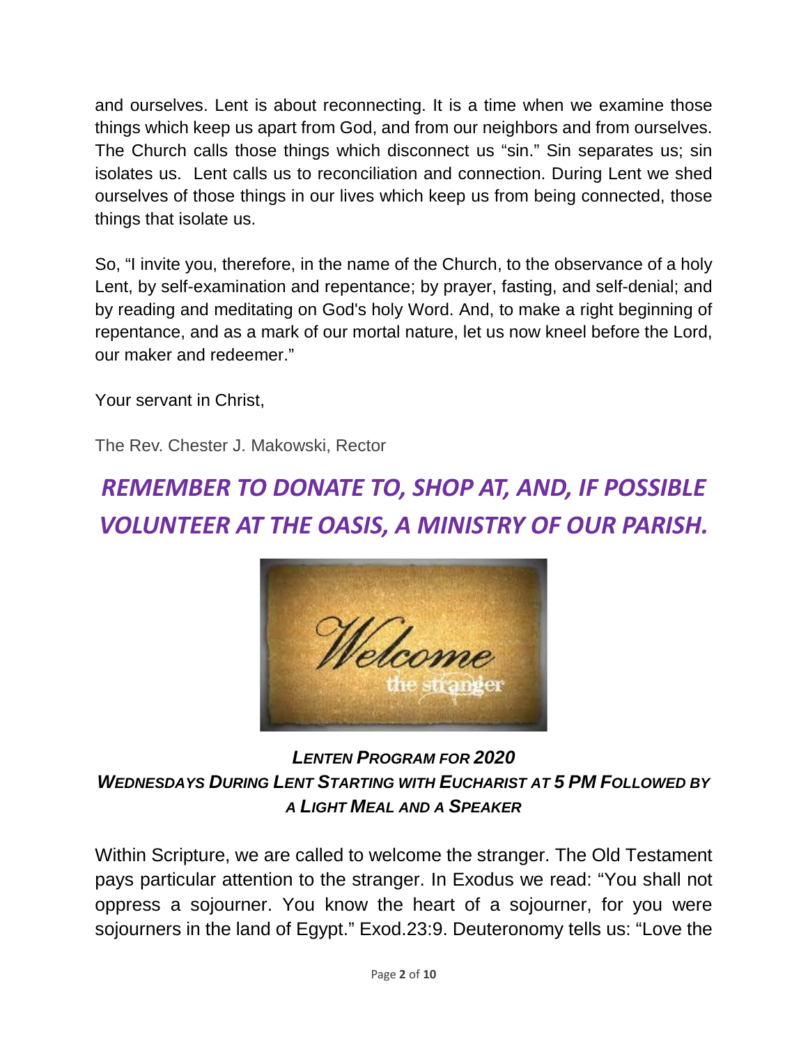and ourselves. Lent is about reconnecting. It is a time when we examine those things which keep us apart from God, and from our neighbors and from ourselves. The Church calls those things which disconnect us "sin." Sin separates us; sin isolates us. Lent calls us to reconciliation and connection. During Lent we shed ourselves of those things in our lives which keep us from being connected, those things that isolate us.

So, "I invite you, therefore, in the name of the Church, to the observance of a holy Lent, by self-examination and repentance; by prayer, fasting, and self-denial; and by reading and meditating on God's holy Word. And, to make a right beginning of repentance, and as a mark of our mortal nature, let us now kneel before the Lord, our maker and redeemer."

Your servant in Christ,

The Rev. Chester J. Makowski, Rector

## ***REMEMBER TO DONATE TO, SHOP AT, AND, IF POSSIBLE VOLUNTEER AT THE OASIS, A MINISTRY OF OUR PARISH.***

### ***LENTEN PROGRAM FOR 2020***
### ***WEDNESDAYS DURING LENT STARTING WITH EUCHARIST AT 5 PM FOLLOWED BY A LIGHT MEAL AND A SPEAKER***

Within Scripture, we are called to welcome the stranger. The Old Testament pays particular attention to the stranger. In Exodus we read: "You shall not oppress a sojourner. You know the heart of a sojourner, for you were sojourners in the land of Egypt." Exod.23:9. Deuteronomy tells us: "Love the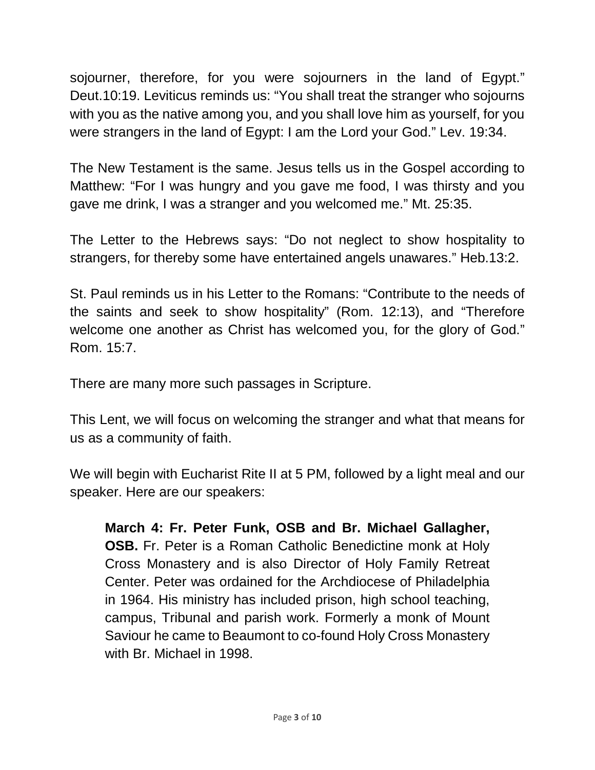sojourner, therefore, for you were sojourners in the land of Egypt." Deut.10:19. Leviticus reminds us: "You shall treat the stranger who sojourns with you as the native among you, and you shall love him as yourself, for you were strangers in the land of Egypt: I am the Lord your God." Lev. 19:34.

The New Testament is the same. Jesus tells us in the Gospel according to Matthew: "For I was hungry and you gave me food, I was thirsty and you gave me drink, I was a stranger and you welcomed me." Mt. 25:35.

The Letter to the Hebrews says: "Do not neglect to show hospitality to strangers, for thereby some have entertained angels unawares." Heb.13:2.

St. Paul reminds us in his Letter to the Romans: "Contribute to the needs of the saints and seek to show hospitality" (Rom. 12:13), and "Therefore welcome one another as Christ has welcomed you, for the glory of God." Rom. 15:7.

There are many more such passages in Scripture.

This Lent, we will focus on welcoming the stranger and what that means for us as a community of faith.

We will begin with Eucharist Rite II at 5 PM, followed by a light meal and our speaker. Here are our speakers:

> **March 4: Fr. Peter Funk, OSB and Br. Michael Gallagher, OSB.** Fr. Peter is a Roman Catholic Benedictine monk at Holy Cross Monastery and is also Director of Holy Family Retreat Center. Peter was ordained for the Archdiocese of Philadelphia in 1964. His ministry has included prison, high school teaching, campus, Tribunal and parish work. Formerly a monk of Mount Saviour he came to Beaumont to co-found Holy Cross Monastery with Br. Michael in 1998.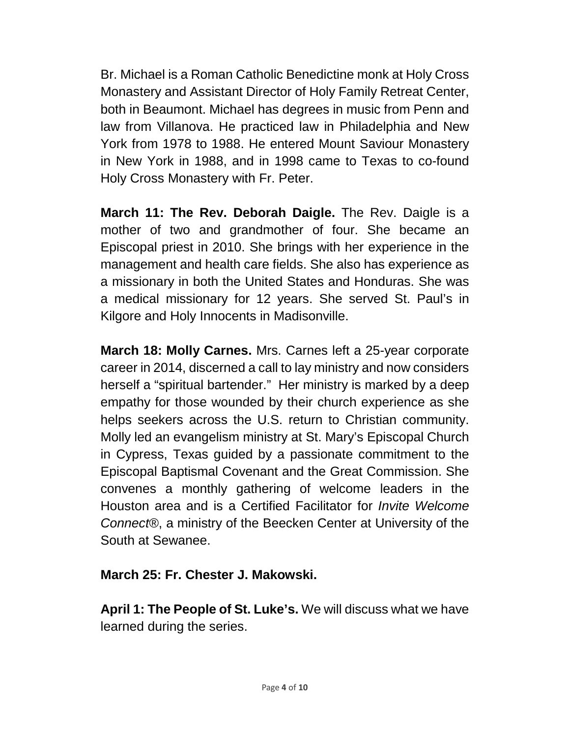Br. Michael is a Roman Catholic Benedictine monk at Holy Cross Monastery and Assistant Director of Holy Family Retreat Center, both in Beaumont. Michael has degrees in music from Penn and law from Villanova. He practiced law in Philadelphia and New York from 1978 to 1988. He entered Mount Saviour Monastery in New York in 1988, and in 1998 came to Texas to co-found Holy Cross Monastery with Fr. Peter.

**March 11: The Rev. Deborah Daigle.** The Rev. Daigle is a mother of two and grandmother of four. She became an Episcopal priest in 2010. She brings with her experience in the management and health care fields. She also has experience as a missionary in both the United States and Honduras. She was a medical missionary for 12 years. She served St. Paul's in Kilgore and Holy Innocents in Madisonville.

**March 18: Molly Carnes.** Mrs. Carnes left a 25-year corporate career in 2014, discerned a call to lay ministry and now considers herself a "spiritual bartender." Her ministry is marked by a deep empathy for those wounded by their church experience as she helps seekers across the U.S. return to Christian community. Molly led an evangelism ministry at St. Mary's Episcopal Church in Cypress, Texas guided by a passionate commitment to the Episcopal Baptismal Covenant and the Great Commission. She convenes a monthly gathering of welcome leaders in the Houston area and is a Certified Facilitator for *Invite Welcome Connect®*, a ministry of the Beecken Center at University of the South at Sewanee.

**March 25: Fr. Chester J. Makowski.**

**April 1: The People of St. Luke's.** We will discuss what we have learned during the series.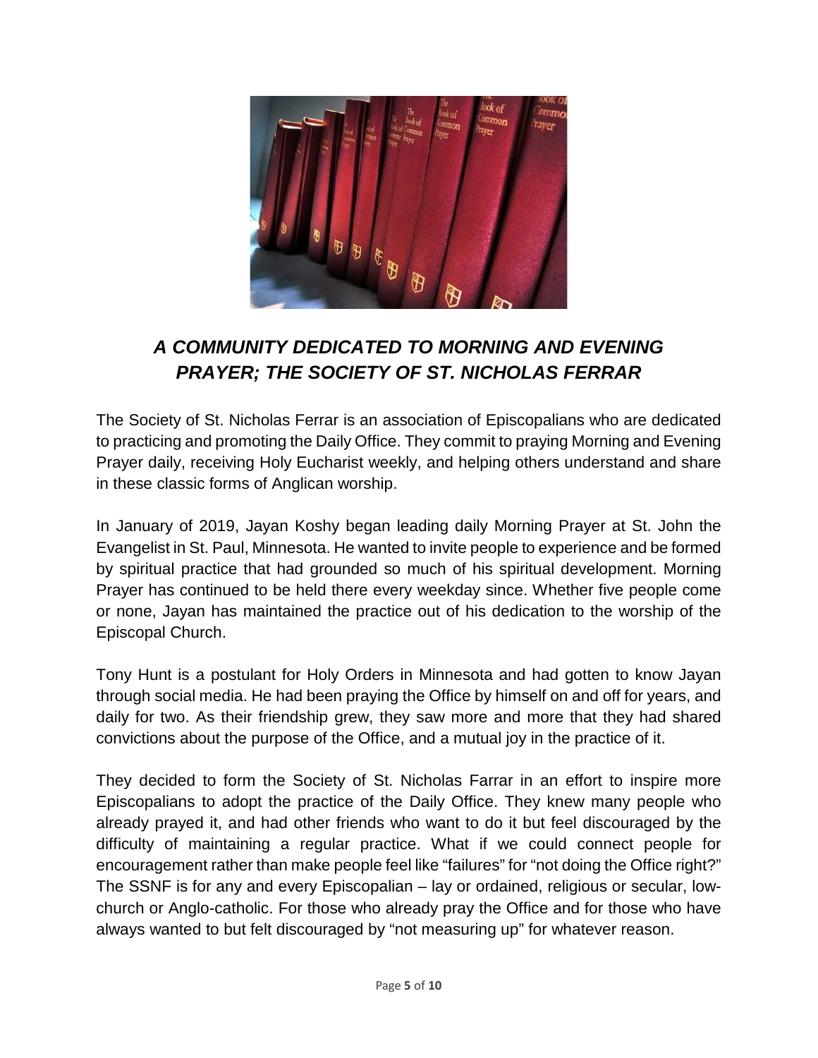## *A COMMUNITY DEDICATED TO MORNING AND EVENING PRAYER; THE SOCIETY OF ST. NICHOLAS FERRAR*

The Society of St. Nicholas Ferrar is an association of Episcopalians who are dedicated to practicing and promoting the Daily Office. They commit to praying Morning and Evening Prayer daily, receiving Holy Eucharist weekly, and helping others understand and share in these classic forms of Anglican worship.

In January of 2019, Jayan Koshy began leading daily Morning Prayer at St. John the Evangelist in St. Paul, Minnesota. He wanted to invite people to experience and be formed by spiritual practice that had grounded so much of his spiritual development. Morning Prayer has continued to be held there every weekday since. Whether five people come or none, Jayan has maintained the practice out of his dedication to the worship of the Episcopal Church.

Tony Hunt is a postulant for Holy Orders in Minnesota and had gotten to know Jayan through social media. He had been praying the Office by himself on and off for years, and daily for two. As their friendship grew, they saw more and more that they had shared convictions about the purpose of the Office, and a mutual joy in the practice of it.

They decided to form the Society of St. Nicholas Farrar in an effort to inspire more Episcopalians to adopt the practice of the Daily Office. They knew many people who already prayed it, and had other friends who want to do it but feel discouraged by the difficulty of maintaining a regular practice. What if we could connect people for encouragement rather than make people feel like "failures" for "not doing the Office right?" The SSNF is for any and every Episcopalian – lay or ordained, religious or secular, low-church or Anglo-catholic. For those who already pray the Office and for those who have always wanted to but felt discouraged by "not measuring up" for whatever reason.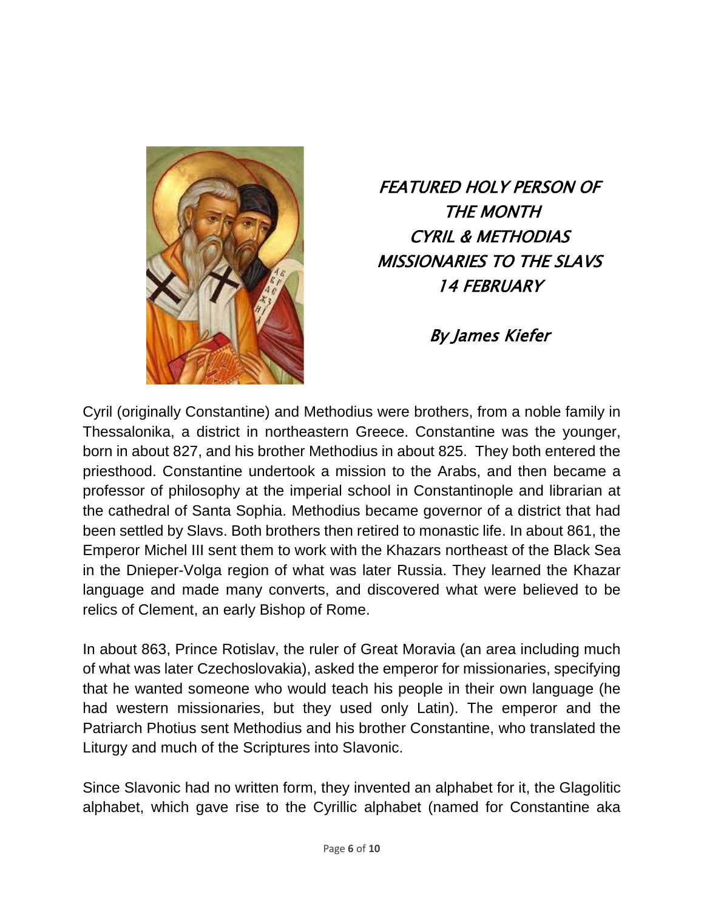*FEATURED HOLY PERSON OF THE MONTH*
*CYRIL & METHODIAS*
*MISSIONARIES TO THE SLAVS*
*14 FEBRUARY*

*By James Kiefer*

Cyril (originally Constantine) and Methodius were brothers, from a noble family in Thessalonika, a district in northeastern Greece. Constantine was the younger, born in about 827, and his brother Methodius in about 825. They both entered the priesthood. Constantine undertook a mission to the Arabs, and then became a professor of philosophy at the imperial school in Constantinople and librarian at the cathedral of Santa Sophia. Methodius became governor of a district that had been settled by Slavs. Both brothers then retired to monastic life. In about 861, the Emperor Michel III sent them to work with the Khazars northeast of the Black Sea in the Dnieper-Volga region of what was later Russia. They learned the Khazar language and made many converts, and discovered what were believed to be relics of Clement, an early Bishop of Rome.

In about 863, Prince Rotislav, the ruler of Great Moravia (an area including much of what was later Czechoslovakia), asked the emperor for missionaries, specifying that he wanted someone who would teach his people in their own language (he had western missionaries, but they used only Latin). The emperor and the Patriarch Photius sent Methodius and his brother Constantine, who translated the Liturgy and much of the Scriptures into Slavonic.

Since Slavonic had no written form, they invented an alphabet for it, the Glagolitic alphabet, which gave rise to the Cyrillic alphabet (named for Constantine aka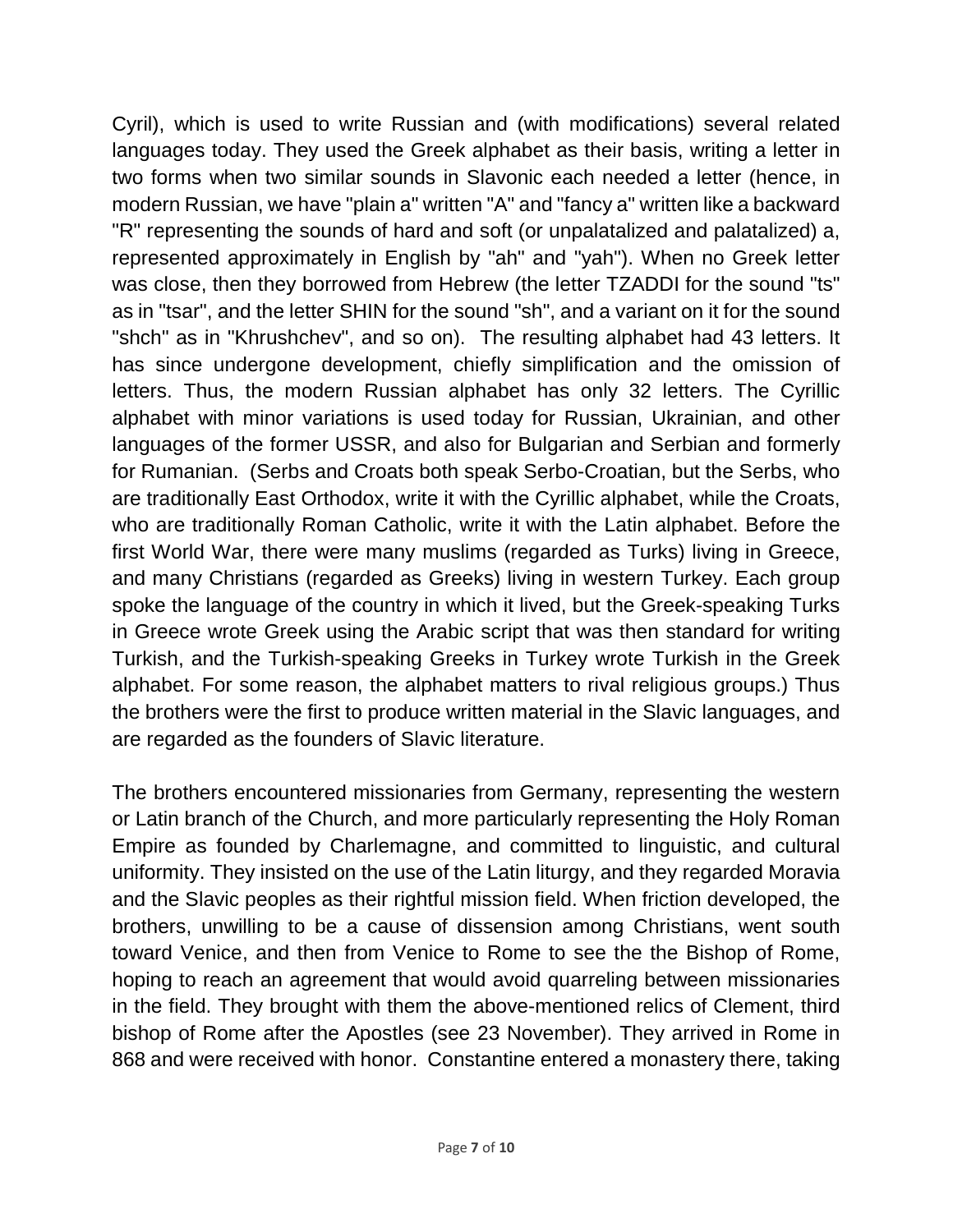Cyril), which is used to write Russian and (with modifications) several related languages today. They used the Greek alphabet as their basis, writing a letter in two forms when two similar sounds in Slavonic each needed a letter (hence, in modern Russian, we have "plain a" written "A" and "fancy a" written like a backward "R" representing the sounds of hard and soft (or unpalatalized and palatalized) a, represented approximately in English by "ah" and "yah"). When no Greek letter was close, then they borrowed from Hebrew (the letter TZADDI for the sound "ts" as in "tsar", and the letter SHIN for the sound "sh", and a variant on it for the sound "shch" as in "Khrushchev", and so on). The resulting alphabet had 43 letters. It has since undergone development, chiefly simplification and the omission of letters. Thus, the modern Russian alphabet has only 32 letters. The Cyrillic alphabet with minor variations is used today for Russian, Ukrainian, and other languages of the former USSR, and also for Bulgarian and Serbian and formerly for Rumanian. (Serbs and Croats both speak Serbo-Croatian, but the Serbs, who are traditionally East Orthodox, write it with the Cyrillic alphabet, while the Croats, who are traditionally Roman Catholic, write it with the Latin alphabet. Before the first World War, there were many muslims (regarded as Turks) living in Greece, and many Christians (regarded as Greeks) living in western Turkey. Each group spoke the language of the country in which it lived, but the Greek-speaking Turks in Greece wrote Greek using the Arabic script that was then standard for writing Turkish, and the Turkish-speaking Greeks in Turkey wrote Turkish in the Greek alphabet. For some reason, the alphabet matters to rival religious groups.) Thus the brothers were the first to produce written material in the Slavic languages, and are regarded as the founders of Slavic literature.

The brothers encountered missionaries from Germany, representing the western or Latin branch of the Church, and more particularly representing the Holy Roman Empire as founded by Charlemagne, and committed to linguistic, and cultural uniformity. They insisted on the use of the Latin liturgy, and they regarded Moravia and the Slavic peoples as their rightful mission field. When friction developed, the brothers, unwilling to be a cause of dissension among Christians, went south toward Venice, and then from Venice to Rome to see the the Bishop of Rome, hoping to reach an agreement that would avoid quarreling between missionaries in the field. They brought with them the above-mentioned relics of Clement, third bishop of Rome after the Apostles (see 23 November). They arrived in Rome in 868 and were received with honor. Constantine entered a monastery there, taking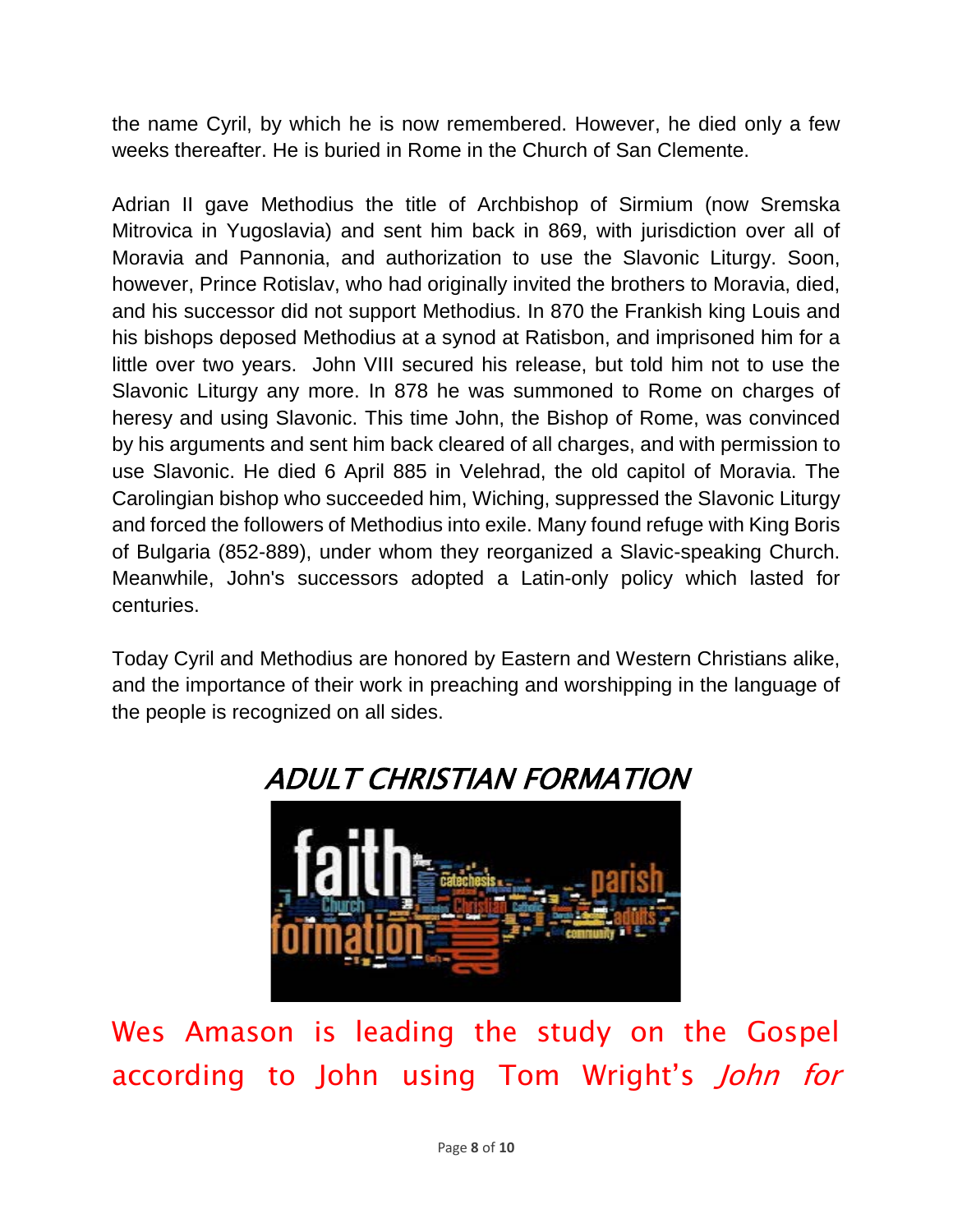the name Cyril, by which he is now remembered. However, he died only a few weeks thereafter. He is buried in Rome in the Church of San Clemente.

Adrian II gave Methodius the title of Archbishop of Sirmium (now Sremska Mitrovica in Yugoslavia) and sent him back in 869, with jurisdiction over all of Moravia and Pannonia, and authorization to use the Slavonic Liturgy. Soon, however, Prince Rotislav, who had originally invited the brothers to Moravia, died, and his successor did not support Methodius. In 870 the Frankish king Louis and his bishops deposed Methodius at a synod at Ratisbon, and imprisoned him for a little over two years. John VIII secured his release, but told him not to use the Slavonic Liturgy any more. In 878 he was summoned to Rome on charges of heresy and using Slavonic. This time John, the Bishop of Rome, was convinced by his arguments and sent him back cleared of all charges, and with permission to use Slavonic. He died 6 April 885 in Velehrad, the old capitol of Moravia. The Carolingian bishop who succeeded him, Wiching, suppressed the Slavonic Liturgy and forced the followers of Methodius into exile. Many found refuge with King Boris of Bulgaria (852-889), under whom they reorganized a Slavic-speaking Church. Meanwhile, John's successors adopted a Latin-only policy which lasted for centuries.

Today Cyril and Methodius are honored by Eastern and Western Christians alike, and the importance of their work in preaching and worshipping in the language of the people is recognized on all sides.

## *ADULT CHRISTIAN FORMATION*

Wes Amason is leading the study on the Gospel according to John using Tom Wright's *John for*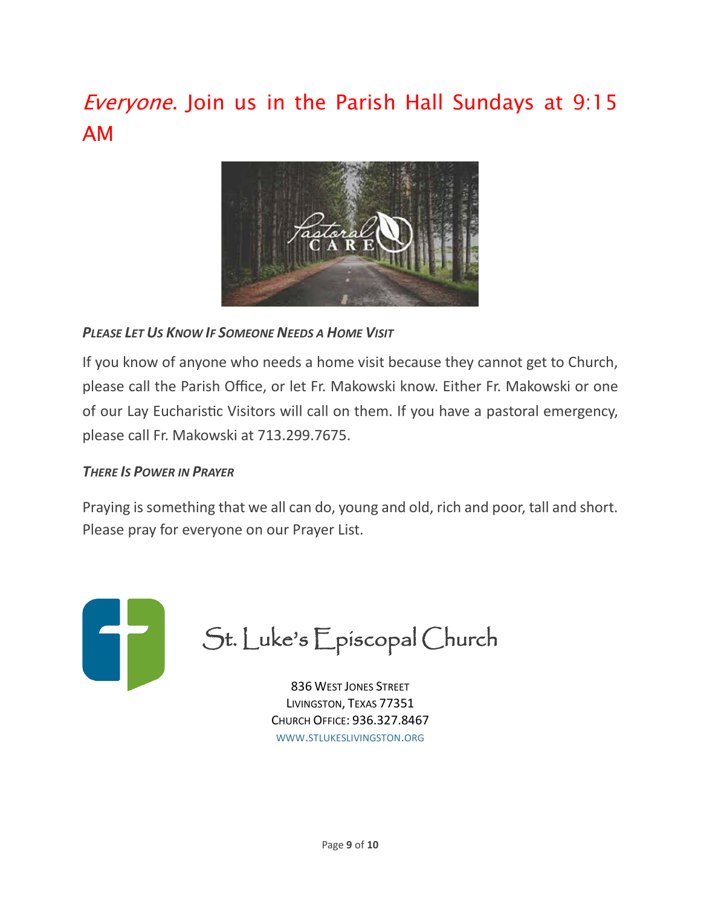*Everyone*. Join us in the Parish Hall Sundays at 9:15 AM

***Please Let Us Know If Someone Needs a Home Visit***

If you know of anyone who needs a home visit because they cannot get to Church, please call the Parish Office, or let Fr. Makowski know. Either Fr. Makowski or one of our Lay Eucharistic Visitors will call on them. If you have a pastoral emergency, please call Fr. Makowski at 713.299.7675.

***There Is Power in Prayer***

Praying is something that we all can do, young and old, rich and poor, tall and short. Please pray for everyone on our Prayer List.

St. Luke's Episcopal Church

836 West Jones Street
Livingston, Texas 77351
Church Office: 936.327.8467
www.stlukeslivingston.org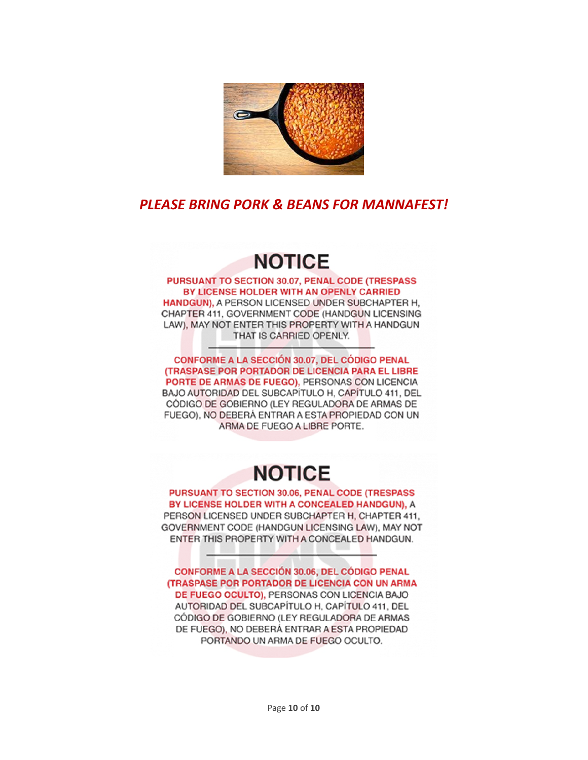***PLEASE BRING PORK & BEANS FOR MANNAFEST!***

# NOTICE

**PURSUANT TO SECTION 30.07, PENAL CODE (TRESPASS BY LICENSE HOLDER WITH AN OPENLY CARRIED HANDGUN),** A PERSON LICENSED UNDER SUBCHAPTER H, CHAPTER 411, GOVERNMENT CODE (HANDGUN LICENSING LAW), MAY NOT ENTER THIS PROPERTY WITH A HANDGUN THAT IS CARRIED OPENLY.

---

**CONFORME A LA SECCIÓN 30.07, DEL CÓDIGO PENAL (TRASPASE POR PORTADOR DE LICENCIA PARA EL LIBRE PORTE DE ARMAS DE FUEGO),** PERSONAS CON LICENCIA BAJO AUTORIDAD DEL SUBCAPÍTULO H, CAPÍTULO 411, DEL CÓDIGO DE GOBIERNO (LEY REGULADORA DE ARMAS DE FUEGO), NO DEBERÁ ENTRAR A ESTA PROPIEDAD CON UN ARMA DE FUEGO A LIBRE PORTE.

# NOTICE

**PURSUANT TO SECTION 30.06, PENAL CODE (TRESPASS BY LICENSE HOLDER WITH A CONCEALED HANDGUN),** A PERSON LICENSED UNDER SUBCHAPTER H, CHAPTER 411, GOVERNMENT CODE (HANDGUN LICENSING LAW), MAY NOT ENTER THIS PROPERTY WITH A CONCEALED HANDGUN.

---

**CONFORME A LA SECCIÓN 30.06, DEL CÓDIGO PENAL (TRASPASE POR PORTADOR DE LICENCIA CON UN ARMA DE FUEGO OCULTO),** PERSONAS CON LICENCIA BAJO AUTORIDAD DEL SUBCAPÍTULO H, CAPÍTULO 411, DEL CÓDIGO DE GOBIERNO (LEY REGULADORA DE ARMAS DE FUEGO), NO DEBERÁ ENTRAR A ESTA PROPIEDAD PORTANDO UN ARMA DE FUEGO OCULTO.